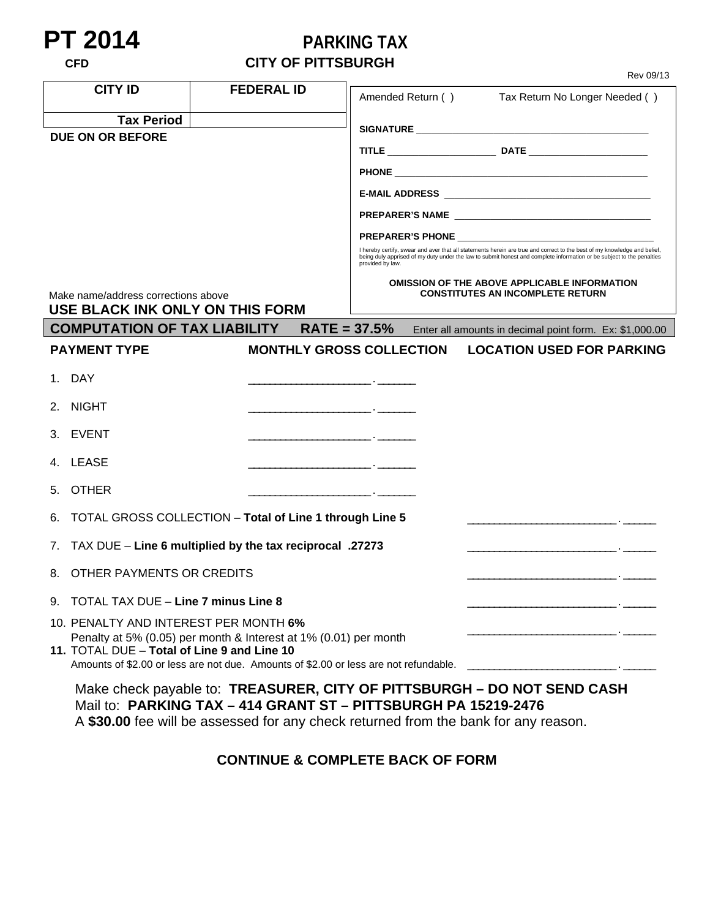# PT 2014

**CFD**

## PARKING TAX

## CITY OF PITTSBURGH

Rev 09/13

| CITY ID | FEDERAL ID |
|---|---|
| | |
| **Tax Period** | |

**DUE ON OR BEFORE**

Amended Return ( ) Tax Return No Longer Needed ( )

**SIGNATURE** ___________________________________________

**TITLE** ____________________ **DATE** ______________________

**PHONE** _______________________________________________

**E-MAIL ADDRESS** _____________________________________

**PREPARER'S NAME** ___________________________________

**PREPARER'S PHONE** __________________________________

I hereby certify, swear and aver that all statements herein are true and correct to the best of my knowledge and belief, being duly apprised of my duty under the law to submit honest and complete information or be subject to the penalties provided by law.

**OMISSION OF THE ABOVE APPLICABLE INFORMATION CONSTITUTES AN INCOMPLETE RETURN**

Make name/address corrections above

**USE BLACK INK ONLY ON THIS FORM**

## COMPUTATION OF TAX LIABILITY RATE = 37.5%

Enter all amounts in decimal point form. Ex: $1,000.00

| PAYMENT TYPE | MONTHLY GROSS COLLECTION | LOCATION USED FOR PARKING |
|---|---|---|
| 1. DAY | ____________________ . ______ | |
| 2. NIGHT | ____________________ . ______ | |
| 3. EVENT | ____________________ . ______ | |
| 4. LEASE | ____________________ . ______ | |
| 5. OTHER | ____________________ . ______ | |

6. TOTAL GROSS COLLECTION – **Total of Line 1 through Line 5** ________________________ . ______

7. TAX DUE – **Line 6 multiplied by the tax reciprocal .27273** ________________________ . ______

8. OTHER PAYMENTS OR CREDITS ________________________ . ______

9. TOTAL TAX DUE – **Line 7 minus Line 8** ________________________ . ______

10. PENALTY AND INTEREST PER MONTH **6%**
    Penalty at 5% (0.05) per month & Interest at 1% (0.01) per month ________________________ . ______

**11.** TOTAL DUE – **Total of Line 9 and Line 10**
    Amounts of $2.00 or less are not due. Amounts of $2.00 or less are not refundable. ________________________ . ______

Make check payable to: **TREASURER, CITY OF PITTSBURGH – DO NOT SEND CASH**

Mail to: **PARKING TAX – 414 GRANT ST – PITTSBURGH PA 15219-2476**

A **$30.00** fee will be assessed for any check returned from the bank for any reason.

**CONTINUE & COMPLETE BACK OF FORM**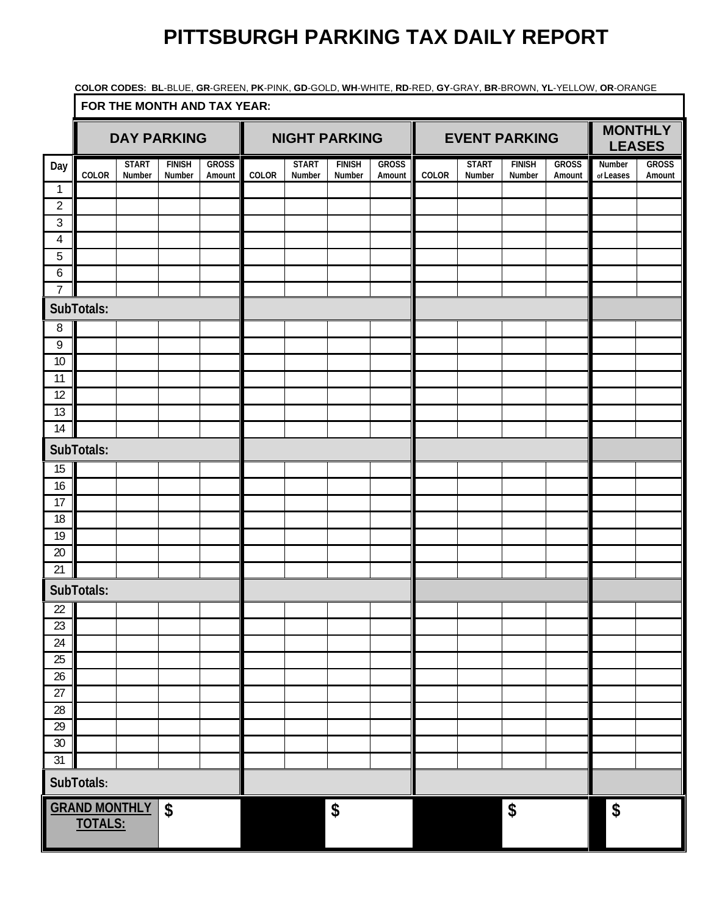# PITTSBURGH PARKING TAX DAILY REPORT

**COLOR CODES: BL**-BLUE, **GR**-GREEN, **PK**-PINK, **GD**-GOLD, **WH**-WHITE, **RD**-RED, **GY**-GRAY, **BR**-BROWN, **YL**-YELLOW, **OR**-ORANGE

**FOR THE MONTH AND TAX YEAR:**

| | DAY PARKING | | | | NIGHT PARKING | | | | EVENT PARKING | | | | MONTHLY LEASES | |
|---|---|---|---|---|---|---|---|---|---|---|---|---|---|---|
| Day | COLOR | START Number | FINISH Number | GROSS Amount | COLOR | START Number | FINISH Number | GROSS Amount | COLOR | START Number | FINISH Number | GROSS Amount | Number of Leases | GROSS Amount |
| 1 | | | | | | | | | | | | | | |
| 2 | | | | | | | | | | | | | | |
| 3 | | | | | | | | | | | | | | |
| 4 | | | | | | | | | | | | | | |
| 5 | | | | | | | | | | | | | | |
| 6 | | | | | | | | | | | | | | |
| 7 | | | | | | | | | | | | | | |
| SubTotals: | | | | | | | | | | | | | | |
| 8 | | | | | | | | | | | | | | |
| 9 | | | | | | | | | | | | | | |
| 10 | | | | | | | | | | | | | | |
| 11 | | | | | | | | | | | | | | |
| 12 | | | | | | | | | | | | | | |
| 13 | | | | | | | | | | | | | | |
| 14 | | | | | | | | | | | | | | |
| SubTotals: | | | | | | | | | | | | | | |
| 15 | | | | | | | | | | | | | | |
| 16 | | | | | | | | | | | | | | |
| 17 | | | | | | | | | | | | | | |
| 18 | | | | | | | | | | | | | | |
| 19 | | | | | | | | | | | | | | |
| 20 | | | | | | | | | | | | | | |
| 21 | | | | | | | | | | | | | | |
| SubTotals: | | | | | | | | | | | | | | |
| 22 | | | | | | | | | | | | | | |
| 23 | | | | | | | | | | | | | | |
| 24 | | | | | | | | | | | | | | |
| 25 | | | | | | | | | | | | | | |
| 26 | | | | | | | | | | | | | | |
| 27 | | | | | | | | | | | | | | |
| 28 | | | | | | | | | | | | | | |
| 29 | | | | | | | | | | | | | | |
| 30 | | | | | | | | | | | | | | |
| 31 | | | | | | | | | | | | | | |
| SubTotals: | | | | | | | | | | | | | | |
| **GRAND MONTHLY TOTALS:** | | | $ | | | | $ | | | | $ | | | $ |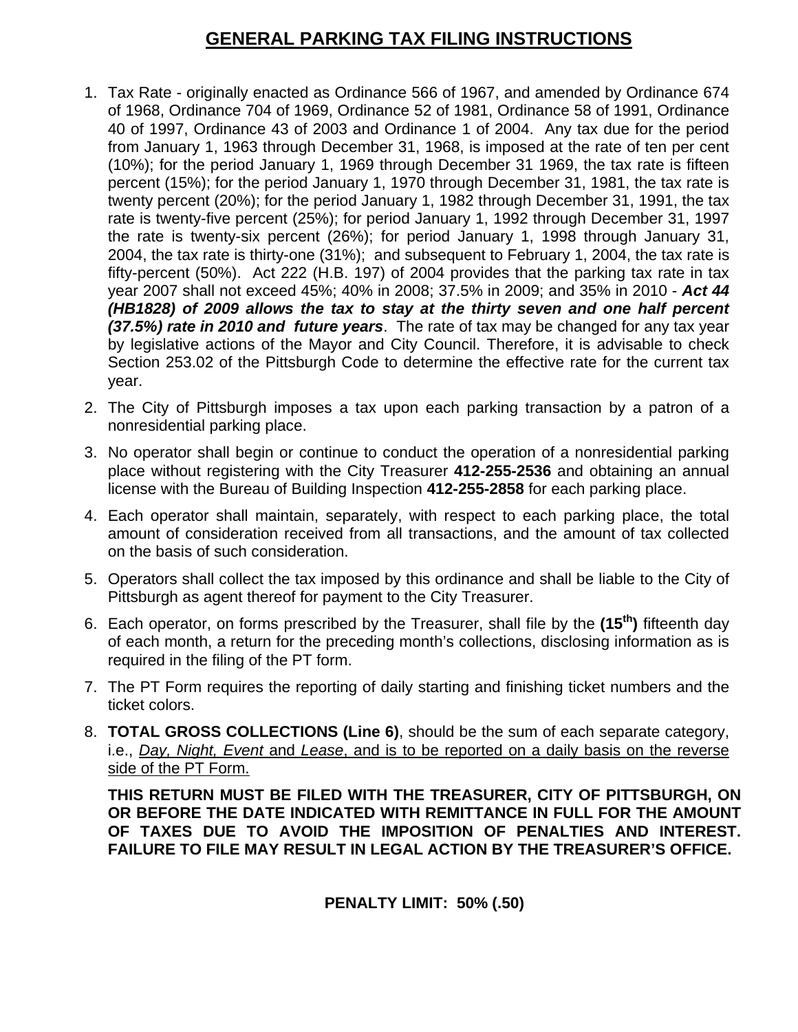# GENERAL PARKING TAX FILING INSTRUCTIONS

1. Tax Rate - originally enacted as Ordinance 566 of 1967, and amended by Ordinance 674 of 1968, Ordinance 704 of 1969, Ordinance 52 of 1981, Ordinance 58 of 1991, Ordinance 40 of 1997, Ordinance 43 of 2003 and Ordinance 1 of 2004. Any tax due for the period from January 1, 1963 through December 31, 1968, is imposed at the rate of ten per cent (10%); for the period January 1, 1969 through December 31 1969, the tax rate is fifteen percent (15%); for the period January 1, 1970 through December 31, 1981, the tax rate is twenty percent (20%); for the period January 1, 1982 through December 31, 1991, the tax rate is twenty-five percent (25%); for period January 1, 1992 through December 31, 1997 the rate is twenty-six percent (26%); for period January 1, 1998 through January 31, 2004, the tax rate is thirty-one (31%); and subsequent to February 1, 2004, the tax rate is fifty-percent (50%). Act 222 (H.B. 197) of 2004 provides that the parking tax rate in tax year 2007 shall not exceed 45%; 40% in 2008; 37.5% in 2009; and 35% in 2010 - ***Act 44 (HB1828) of 2009 allows the tax to stay at the thirty seven and one half percent (37.5%) rate in 2010 and future years***. The rate of tax may be changed for any tax year by legislative actions of the Mayor and City Council. Therefore, it is advisable to check Section 253.02 of the Pittsburgh Code to determine the effective rate for the current tax year.
2. The City of Pittsburgh imposes a tax upon each parking transaction by a patron of a nonresidential parking place.
3. No operator shall begin or continue to conduct the operation of a nonresidential parking place without registering with the City Treasurer **412-255-2536** and obtaining an annual license with the Bureau of Building Inspection **412-255-2858** for each parking place.
4. Each operator shall maintain, separately, with respect to each parking place, the total amount of consideration received from all transactions, and the amount of tax collected on the basis of such consideration.
5. Operators shall collect the tax imposed by this ordinance and shall be liable to the City of Pittsburgh as agent thereof for payment to the City Treasurer.
6. Each operator, on forms prescribed by the Treasurer, shall file by the **(15th)** fifteenth day of each month, a return for the preceding month's collections, disclosing information as is required in the filing of the PT form.
7. The PT Form requires the reporting of daily starting and finishing ticket numbers and the ticket colors.
8. **TOTAL GROSS COLLECTIONS (Line 6)**, should be the sum of each separate category, i.e., *Day, Night, Event* and *Lease*, and is to be reported on a daily basis on the reverse side of the PT Form.

   **THIS RETURN MUST BE FILED WITH THE TREASURER, CITY OF PITTSBURGH, ON OR BEFORE THE DATE INDICATED WITH REMITTANCE IN FULL FOR THE AMOUNT OF TAXES DUE TO AVOID THE IMPOSITION OF PENALTIES AND INTEREST. FAILURE TO FILE MAY RESULT IN LEGAL ACTION BY THE TREASURER'S OFFICE.**

**PENALTY LIMIT: 50% (.50)**